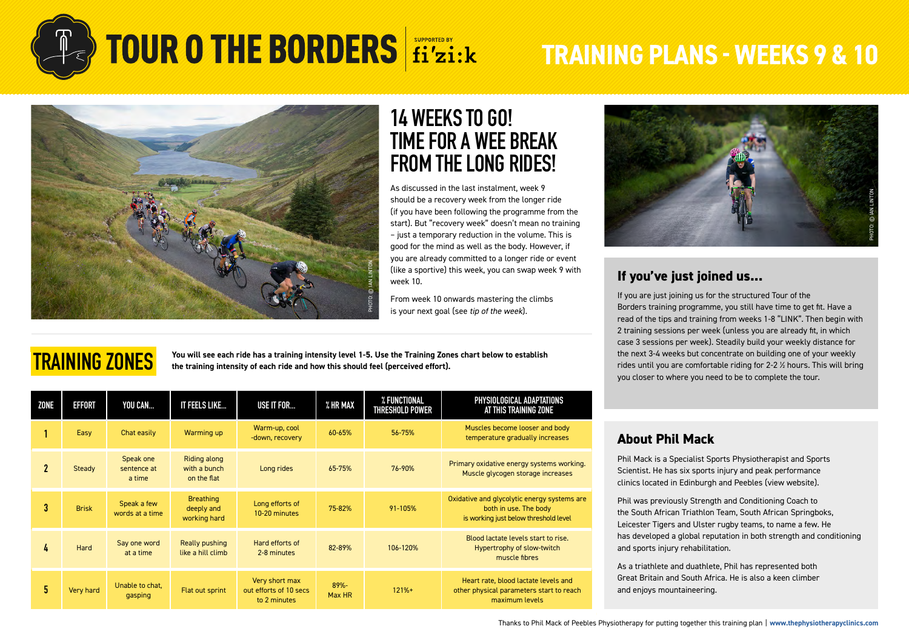# TOUR O THE BORDERS

SUPPORTED BY fi'zi:k

# TRAINING PLANS - WEEKS 9 & 10

PHOTO © IAN LINTON

## 14 WEEKS TO GO! TIME FOR A WEE BREAK FROM THE LONG RIDES!

As discussed in the last instalment, week 9 should be a recovery week from the longer ride (if you have been following the programme from the start). But "recovery week" doesn't mean no training – just a temporary reduction in the volume. This is good for the mind as well as the body. However, if you are already committed to a longer ride or event (like a sportive) this week, you can swap week 9 with week 10.

From week 10 onwards mastering the climbs is your next goal (see *tip of the week*).

PHOTO © IAN LINTON

### If you've just joined us...

If you are just joining us for the structured Tour of the Borders training programme, you still have time to get fit. Have a read of the tips and training from weeks 1-8 "LINK". Then begin with 2 training sessions per week (unless you are already fit, in which case 3 sessions per week). Steadily build your weekly distance for the next 3-4 weeks but concentrate on building one of your weekly rides until you are comfortable riding for 2-2 ½ hours. This will bring you closer to where you need to be to complete the tour.

## TRAINING ZONES

**You will see each ride has a training intensity level 1-5. Use the Training Zones chart below to establish the training intensity of each ride and how this should feel (perceived effort).**

| ZONE | EFFORT | YOU CAN... | IT FEELS LIKE... | USE IT FOR... | % HR MAX | % FUNCTIONAL THRESHOLD POWER | PHYSIOLOGICAL ADAPTATIONS AT THIS TRAINING ZONE |
|---|---|---|---|---|---|---|---|
| 1 | Easy | Chat easily | Warming up | Warm-up, cool -down, recovery | 60-65% | 56-75% | Muscles become looser and body temperature gradually increases |
| 2 | Steady | Speak one sentence at a time | Riding along with a bunch on the flat | Long rides | 65-75% | 76-90% | Primary oxidative energy systems working. Muscle glycogen storage increases |
| 3 | Brisk | Speak a few words at a time | Breathing deeply and working hard | Long efforts of 10-20 minutes | 75-82% | 91-105% | Oxidative and glycolytic energy systems are both in use. The body is working just below threshold level |
| 4 | Hard | Say one word at a time | Really pushing like a hill climb | Hard efforts of 2-8 minutes | 82-89% | 106-120% | Blood lactate levels start to rise. Hypertrophy of slow-twitch muscle fibres |
| 5 | Very hard | Unable to chat, gasping | Flat out sprint | Very short max out efforts of 10 secs to 2 minutes | 89%-Max HR | 121%+ | Heart rate, blood lactate levels and other physical parameters start to reach maximum levels |

### About Phil Mack

Phil Mack is a Specialist Sports Physiotherapist and Sports Scientist. He has six sports injury and peak performance clinics located in Edinburgh and Peebles (view website).

Phil was previously Strength and Conditioning Coach to the South African Triathlon Team, South African Springboks, Leicester Tigers and Ulster rugby teams, to name a few. He has developed a global reputation in both strength and conditioning and sports injury rehabilitation.

As a triathlete and duathlete, Phil has represented both Great Britain and South Africa. He is also a keen climber and enjoys mountaineering.

Thanks to Phil Mack of Peebles Physiotherapy for putting together this training plan | **www.thephysiotherapyclinics.com**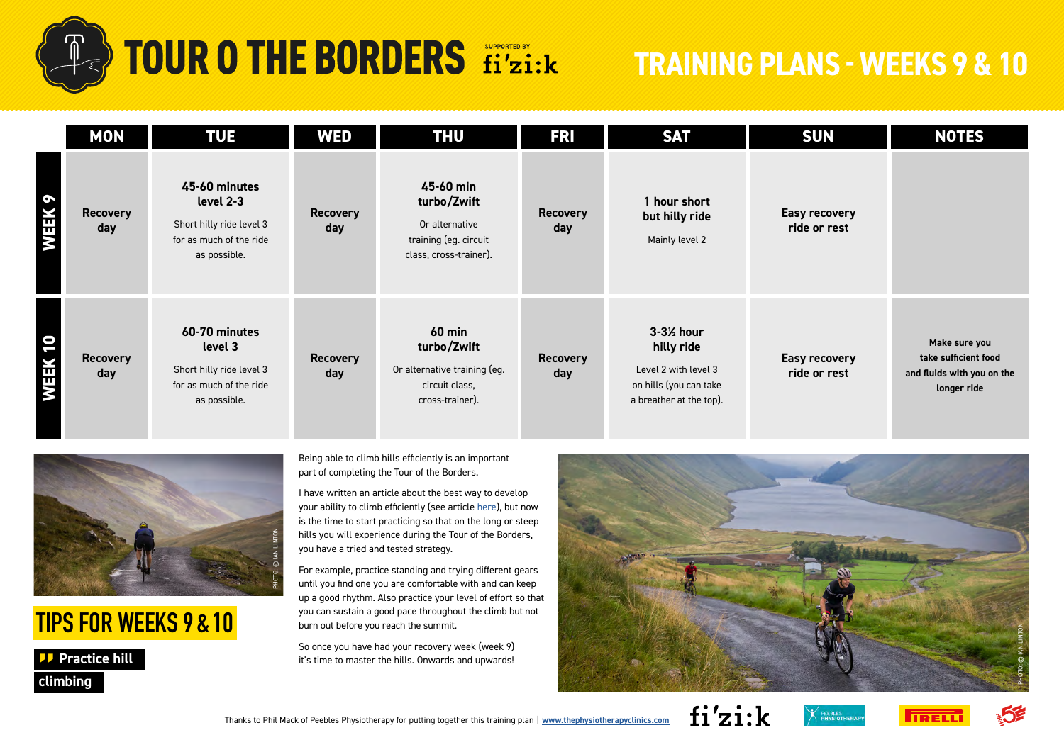# TOUR O THE BORDERS

SUPPORTED BY fi'zi:k

## TRAINING PLANS - WEEKS 9 & 10

| | MON | TUE | WED | THU | FRI | SAT | SUN | NOTES |
|---|---|---|---|---|---|---|---|---|
| WEEK 9 | **Recovery day** | **45-60 minutes level 2-3** Short hilly ride level 3 for as much of the ride as possible. | **Recovery day** | **45-60 min turbo/Zwift** Or alternative training (eg. circuit class, cross-trainer). | **Recovery day** | **1 hour short but hilly ride** Mainly level 2 | **Easy recovery ride or rest** | |
| WEEK 10 | **Recovery day** | **60-70 minutes level 3** Short hilly ride level 3 for as much of the ride as possible. | **Recovery day** | **60 min turbo/Zwift** Or alternative training (eg. circuit class, cross-trainer). | **Recovery day** | **3-3½ hour hilly ride** Level 2 with level 3 on hills (you can take a breather at the top). | **Easy recovery ride or rest** | **Make sure you take sufficient food and fluids with you on the longer ride** |

PHOTO: © IAN LINTON

## TIPS FOR WEEKS 9 & 10

**Practice hill climbing**

Being able to climb hills efficiently is an important part of completing the Tour of the Borders.

I have written an article about the best way to develop your ability to climb efficiently (see article here), but now is the time to start practicing so that on the long or steep hills you will experience during the Tour of the Borders, you have a tried and tested strategy.

For example, practice standing and trying different gears until you find one you are comfortable with and can keep up a good rhythm. Also practice your level of effort so that you can sustain a good pace throughout the climb but not burn out before you reach the summit.

So once you have had your recovery week (week 9) it's time to master the hills. Onwards and upwards!

PHOTO: © IAN LINTON

Thanks to Phil Mack of Peebles Physiotherapy for putting together this training plan | www.thephysiotherapyclinics.com